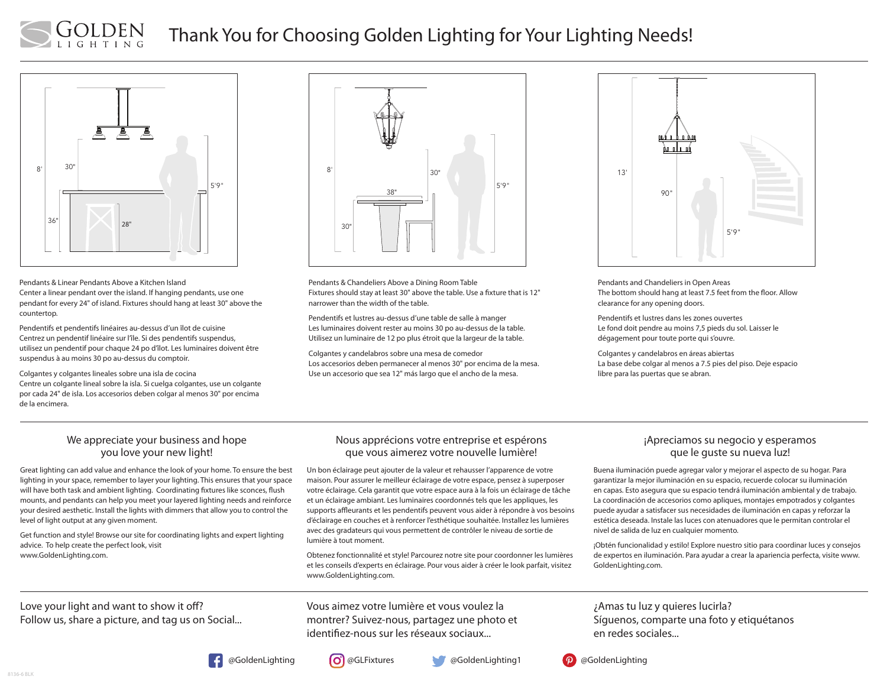# Thank You for Choosing Golden Lighting for Your Lighting Needs!

Pendants & Linear Pendants Above a Kitchen Island
Center a linear pendant over the island. If hanging pendants, use one pendant for every 24" of island. Fixtures should hang at least 30" above the countertop.

Pendentifs et pendentifs linéaires au-dessus d'un îlot de cuisine
Centrez un pendentif linéaire sur l'île. Si des pendentifs suspendus, utilisez un pendentif pour chaque 24 po d'îlot. Les luminaires doivent être suspendus à au moins 30 po au-dessus du comptoir.

Colgantes y colgantes lineales sobre una isla de cocina
Centre un colgante lineal sobre la isla. Si cuelga colgantes, use un colgante por cada 24" de isla. Los accesorios deben colgar al menos 30" por encima de la encimera.

Pendants & Chandeliers Above a Dining Room Table
Fixtures should stay at least 30" above the table. Use a fixture that is 12" narrower than the width of the table.

Pendentifs et lustres au-dessus d'une table de salle à manger
Les luminaires doivent rester au moins 30 po au-dessus de la table. Utilisez un luminaire de 12 po plus étroit que la largeur de la table.

Colgantes y candelabros sobre una mesa de comedor
Los accesorios deben permanecer al menos 30" por encima de la mesa. Use un accesorio que sea 12" más largo que el ancho de la mesa.

Pendants and Chandeliers in Open Areas
The bottom should hang at least 7.5 feet from the floor. Allow clearance for any opening doors.

Pendentifs et lustres dans les zones ouvertes
Le fond doit pendre au moins 7,5 pieds du sol. Laisser le dégagement pour toute porte qui s'ouvre.

Colgantes y candelabros en áreas abiertas
La base debe colgar al menos a 7.5 pies del piso. Deje espacio libre para las puertas que se abran.

## We appreciate your business and hope you love your new light!

Great lighting can add value and enhance the look of your home. To ensure the best lighting in your space, remember to layer your lighting. This ensures that your space will have both task and ambient lighting. Coordinating fixtures like sconces, flush mounts, and pendants can help you meet your layered lighting needs and reinforce your desired aesthetic. Install the lights with dimmers that allow you to control the level of light output at any given moment.

Get function and style! Browse our site for coordinating lights and expert lighting advice. To help create the perfect look, visit www.GoldenLighting.com.

## Nous apprécions votre entreprise et espérons que vous aimerez votre nouvelle lumière!

Un bon éclairage peut ajouter de la valeur et rehausser l'apparence de votre maison. Pour assurer le meilleur éclairage de votre espace, pensez à superposer votre éclairage. Cela garantit que votre espace aura à la fois un éclairage de tâche et un éclairage ambiant. Les luminaires coordonnés tels que les appliques, les supports affleurants et les pendentifs peuvent vous aider à répondre à vos besoins d'éclairage en couches et à renforcer l'esthétique souhaitée. Installez les lumières avec des gradateurs qui vous permettent de contrôler le niveau de sortie de lumière à tout moment.

Obtenez fonctionnalité et style! Parcourez notre site pour coordonner les lumières et les conseils d'experts en éclairage. Pour vous aider à créer le look parfait, visitez www.GoldenLighting.com.

## ¡Apreciamos su negocio y esperamos que le guste su nueva luz!

Buena iluminación puede agregar valor y mejorar el aspecto de su hogar. Para garantizar la mejor iluminación en su espacio, recuerde colocar su iluminación en capas. Esto asegura que su espacio tendrá iluminación ambiental y de trabajo. La coordinación de accesorios como apliques, montajes empotrados y colgantes puede ayudar a satisfacer sus necesidades de iluminación en capas y reforzar la estética deseada. Instale las luces con atenuadores que le permitan controlar el nivel de salida de luz en cualquier momento.

¡Obtén funcionalidad y estilo! Explore nuestro sitio para coordinar luces y consejos de expertos en iluminación. Para ayudar a crear la apariencia perfecta, visite www.GoldenLighting.com.

Love your light and want to show it off?
Follow us, share a picture, and tag us on Social...

Vous aimez votre lumière et vous voulez la montrer? Suivez-nous, partagez une photo et identifiez-nous sur les réseaux sociaux...

¿Amas tu luz y quieres lucirla?
Síguenos, comparte una foto y etiquétanos en redes sociales...

@GoldenLighting | @GLFixtures | @GoldenLighting1 | @GoldenLighting

8136-6 BLK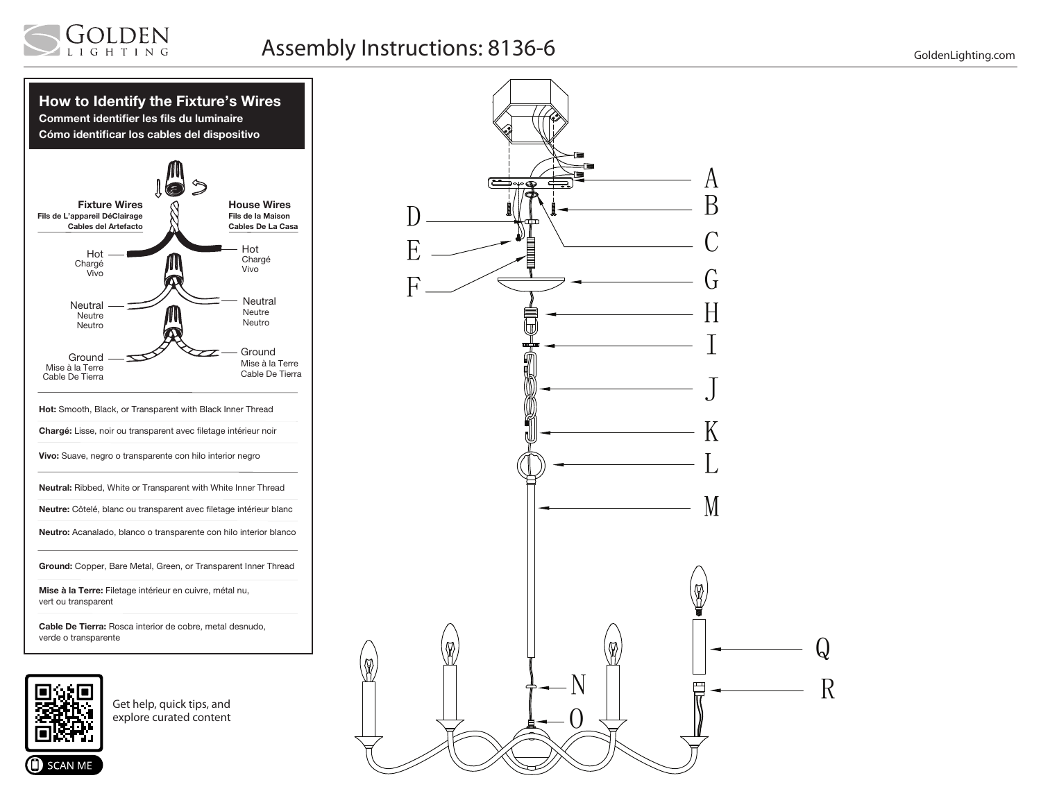# Assembly Instructions: 8136-6

GoldenLighting.com

## How to Identify the Fixture's Wires

**Comment identifier les fils du luminaire**

**Cómo identificar los cables del dispositivo**

| Fixture Wires / Fils de L'appareil DéClairage / Cables del Artefacto | House Wires / Fils de la Maison / Cables De La Casa |
|---|---|
| Hot / Chargé / Vivo | Hot / Chargé / Vivo |
| Neutral / Neutre / Neutro | Neutral / Neutre / Neutro |
| Ground / Mise à la Terre / Cable De Tierra | Ground / Mise à la Terre / Cable De Tierra |

**Hot:** Smooth, Black, or Transparent with Black Inner Thread

**Chargé:** Lisse, noir ou transparent avec filetage intérieur noir

**Vivo:** Suave, negro o transparente con hilo interior negro

**Neutral:** Ribbed, White or Transparent with White Inner Thread

**Neutre:** Côtelé, blanc ou transparent avec filetage intérieur blanc

**Neutro:** Acanalado, blanco o transparente con hilo interior blanco

**Ground:** Copper, Bare Metal, Green, or Transparent Inner Thread

**Mise à la Terre:** Filetage intérieur en cuivre, métal nu, vert ou transparent

**Cable De Tierra:** Rosca interior de cobre, metal desnudo, verde o transparente

SCAN ME

Get help, quick tips, and explore curated content

A B C D E F G H I J K L M N O Q R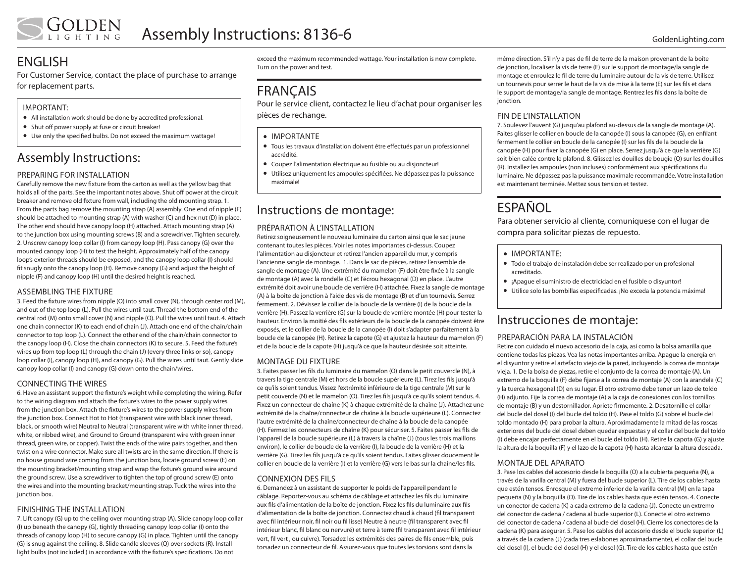# Assembly Instructions: 8136-6

## ENGLISH

For Customer Service, contact the place of purchase to arrange for replacement parts.

IMPORTANT:

- All installation work should be done by accredited professional.
- Shut off power supply at fuse or circuit breaker!
- Use only the specified bulbs. Do not exceed the maximum wattage!

## Assembly Instructions:

### PREPARING FOR INSTALLATION

Carefully remove the new fixture from the carton as well as the yellow bag that holds all of the parts. See the important notes above. Shut off power at the circuit breaker and remove old fixture from wall, including the old mounting strap. 1. From the parts bag remove the mounting strap (A) assembly. One end of nipple (F) should be attached to mounting strap (A) with washer (C) and hex nut (D) in place. The other end should have canopy loop (H) attached. Attach mounting strap (A) to the junction box using mounting screws (B) and a screwdriver. Tighten securely. 2. Unscrew canopy loop collar (I) from canopy loop (H). Pass canopy (G) over the mounted canopy loop (H) to test the height. Approximately half of the canopy loop's exterior threads should be exposed, and the canopy loop collar (I) should fit snugly onto the canopy loop (H). Remove canopy (G) and adjust the height of nipple (F) and canopy loop (H) until the desired height is reached.

### ASSEMBLING THE FIXTURE

3. Feed the fixture wires from nipple (O) into small cover (N), through center rod (M), and out of the top loop (L). Pull the wires until taut. Thread the bottom end of the central rod (M) onto small cover (N) and nipple (O). Pull the wires until taut. 4. Attach one chain connector (K) to each end of chain (J). Attach one end of the chain/chain connector to top loop (L). Connect the other end of the chain/chain connector to the canopy loop (H). Close the chain connectors (K) to secure. 5. Feed the fixture's wires up from top loop (L) through the chain (J) (every three links or so), canopy loop collar (I), canopy loop (H), and canopy (G). Pull the wires until taut. Gently slide canopy loop collar (I) and canopy (G) down onto the chain/wires.

### CONNECTING THE WIRES

6. Have an assistant support the fixture's weight while completing the wiring. Refer to the wiring diagram and attach the fixture's wires to the power supply wires from the junction box. Attach the fixture's wires to the power supply wires from the junction box. Connect Hot to Hot (transparent wire with black inner thread, black, or smooth wire) Neutral to Neutral (transparent wire with white inner thread, white, or ribbed wire), and Ground to Ground (transparent wire with green inner thread, green wire, or copper). Twist the ends of the wire pairs together, and then twist on a wire connector. Make sure all twists are in the same direction. If there is no house ground wire coming from the junction box, locate ground screw (E) on the mounting bracket/mounting strap and wrap the fixture's ground wire around the ground screw. Use a screwdriver to tighten the top of ground screw (E) onto the wires and into the mounting bracket/mounting strap. Tuck the wires into the junction box.

### FINISHING THE INSTALLATION

7. Lift canopy (G) up to the ceiling over mounting strap (A). Slide canopy loop collar (I) up beneath the canopy (G), tightly threading canopy loop collar (I) onto the threads of canopy loop (H) to secure canopy (G) in place. Tighten until the canopy (G) is snug against the ceiling. 8. Slide candle sleeves (Q) over sockets (R). Install light bulbs (not included ) in accordance with the fixture's specifications. Do not exceed the maximum recommended wattage. Your installation is now complete. Turn on the power and test.

## FRANÇAIS

Pour le service client, contactez le lieu d'achat pour organiser les pièces de rechange.

- IMPORTANTE
- Tous les travaux d'installation doivent être effectués par un professionnel accrédité.
- Coupez l'alimentation électrique au fusible ou au disjoncteur!
- Utilisez uniquement les ampoules spécifiées. Ne dépassez pas la puissance maximale!

## Instructions de montage:

### PRÉPARATION À L'INSTALLATION

Retirez soigneusement le nouveau luminaire du carton ainsi que le sac jaune contenant toutes les pièces. Voir les notes importantes ci-dessus. Coupez l'alimentation au disjoncteur et retirez l'ancien appareil du mur, y compris l'ancienne sangle de montage. 1. Dans le sac de pièces, retirez l'ensemble de sangle de montage (A). Une extrémité du mamelon (F) doit être fixée à la sangle de montage (A) avec la rondelle (C) et l'écrou hexagonal (D) en place. L'autre extrémité doit avoir une boucle de verrière (H) attachée. Fixez la sangle de montage (A) à la boîte de jonction à l'aide des vis de montage (B) et d'un tournevis. Serrez fermement. 2. Dévissez le collier de la boucle de la verrière (I) de la boucle de la verrière (H). Passez la verrière (G) sur la boucle de verrière montée (H) pour tester la hauteur. Environ la moitié des fils extérieurs de la boucle de la canopée doivent être exposés, et le collier de la boucle de la canopée (I) doit s'adapter parfaitement à la boucle de la canopée (H). Retirez la capote (G) et ajustez la hauteur du mamelon (F) et de la boucle de la capote (H) jusqu'à ce que la hauteur désirée soit atteinte.

### MONTAGE DU FIXTURE

3. Faites passer les fils du luminaire du mamelon (O) dans le petit couvercle (N), à travers la tige centrale (M) et hors de la boucle supérieure (L). Tirez les fils jusqu'à ce qu'ils soient tendus. Vissez l'extrémité inférieure de la tige centrale (M) sur le petit couvercle (N) et le mamelon (O). Tirez les fils jusqu'à ce qu'ils soient tendus. 4. Fixez un connecteur de chaîne (K) à chaque extrémité de la chaîne (J). Attachez une extrémité de la chaîne/connecteur de chaîne à la boucle supérieure (L). Connectez l'autre extrémité de la chaîne/connecteur de chaîne à la boucle de la canopée (H). Fermez les connecteurs de chaîne (K) pour sécuriser. 5. Faites passer les fils de l'appareil de la boucle supérieure (L) à travers la chaîne (J) (tous les trois maillons environ), le collier de boucle de la verrière (I), la boucle de la verrière (H) et la verrière (G). Tirez les fils jusqu'à ce qu'ils soient tendus. Faites glisser doucement le collier en boucle de la verrière (I) et la verrière (G) vers le bas sur la chaîne/les fils.

### CONNEXION DES FILS

6. Demandez à un assistant de supporter le poids de l'appareil pendant le câblage. Reportez-vous au schéma de câblage et attachez les fils du luminaire aux fils d'alimentation de la boîte de jonction. Fixez les fils du luminaire aux fils d'alimentation de la boîte de jonction. Connectez chaud à chaud (fil transparent avec fil intérieur noir, fil noir ou fil lisse) Neutre à neutre (fil transparent avec fil intérieur blanc, fil blanc ou nervuré) et terre à terre (fil transparent avec fil intérieur vert, fil vert , ou cuivre). Torsadez les extrémités des paires de fils ensemble, puis torsadez un connecteur de fil. Assurez-vous que toutes les torsions sont dans la même direction. S'il n'y a pas de fil de terre de la maison provenant de la boîte de jonction, localisez la vis de terre (E) sur le support de montage/la sangle de montage et enroulez le fil de terre du luminaire autour de la vis de terre. Utilisez un tournevis pour serrer le haut de la vis de mise à la terre (E) sur les fils et dans le support de montage/la sangle de montage. Rentrez les fils dans la boîte de jonction.

### FIN DE L'INSTALLATION

7. Soulevez l'auvent (G) jusqu'au plafond au-dessus de la sangle de montage (A). Faites glisser le collier en boucle de la canopée (I) sous la canopée (G), en enfilant fermement le collier en boucle de la canopée (I) sur les fils de la boucle de la canopée (H) pour fixer la canopée (G) en place. Serrez jusqu'à ce que la verrière (G) soit bien calée contre le plafond. 8. Glissez les douilles de bougie (Q) sur les douilles (R). Installez les ampoules (non incluses) conformément aux spécifications du luminaire. Ne dépassez pas la puissance maximale recommandée. Votre installation est maintenant terminée. Mettez sous tension et testez.

## ESPAÑOL

Para obtener servicio al cliente, comuníquese con el lugar de compra para solicitar piezas de repuesto.

- IMPORTANTE:
- Todo el trabajo de instalación debe ser realizado por un profesional acreditado.
- ¡Apague el suministro de electricidad en el fusible o disyuntor!
- Utilice solo las bombillas especificadas. ¡No exceda la potencia máxima!

## Instrucciones de montaje:

### PREPARACIÓN PARA LA INSTALACIÓN

Retire con cuidado el nuevo accesorio de la caja, así como la bolsa amarilla que contiene todas las piezas. Vea las notas importantes arriba. Apague la energía en el disyuntor y retire el artefacto viejo de la pared, incluyendo la correa de montaje vieja. 1. De la bolsa de piezas, retire el conjunto de la correa de montaje (A). Un extremo de la boquilla (F) debe fijarse a la correa de montaje (A) con la arandela (C) y la tuerca hexagonal (D) en su lugar. El otro extremo debe tener un lazo de toldo (H) adjunto. Fije la correa de montaje (A) a la caja de conexiones con los tornillos de montaje (B) y un destornillador. Apriete firmemente. 2. Desatornille el collar del bucle del dosel (I) del bucle del toldo (H). Pase el toldo (G) sobre el bucle del toldo montado (H) para probar la altura. Aproximadamente la mitad de las roscas exteriores del bucle del dosel deben quedar expuestas y el collar del bucle del toldo (I) debe encajar perfectamente en el bucle del toldo (H). Retire la capota (G) y ajuste la altura de la boquilla (F) y el lazo de la capota (H) hasta alcanzar la altura deseada.

### MONTAJE DEL APARATO

3. Pase los cables del accesorio desde la boquilla (O) a la cubierta pequeña (N), a través de la varilla central (M) y fuera del bucle superior (L). Tire de los cables hasta que estén tensos. Enrosque el extremo inferior de la varilla central (M) en la tapa pequeña (N) y la boquilla (O). Tire de los cables hasta que estén tensos. 4. Conecte un conector de cadena (K) a cada extremo de la cadena (J). Conecte un extremo del conector de cadena / cadena al bucle superior (L). Conecte el otro extremo del conector de cadena / cadena al bucle del dosel (H). Cierre los conectores de la cadena (K) para asegurar. 5. Pase los cables del accesorio desde el bucle superior (L) a través de la cadena (J) (cada tres eslabones aproximadamente), el collar del bucle del dosel (I), el bucle del dosel (H) y el dosel (G). Tire de los cables hasta que estén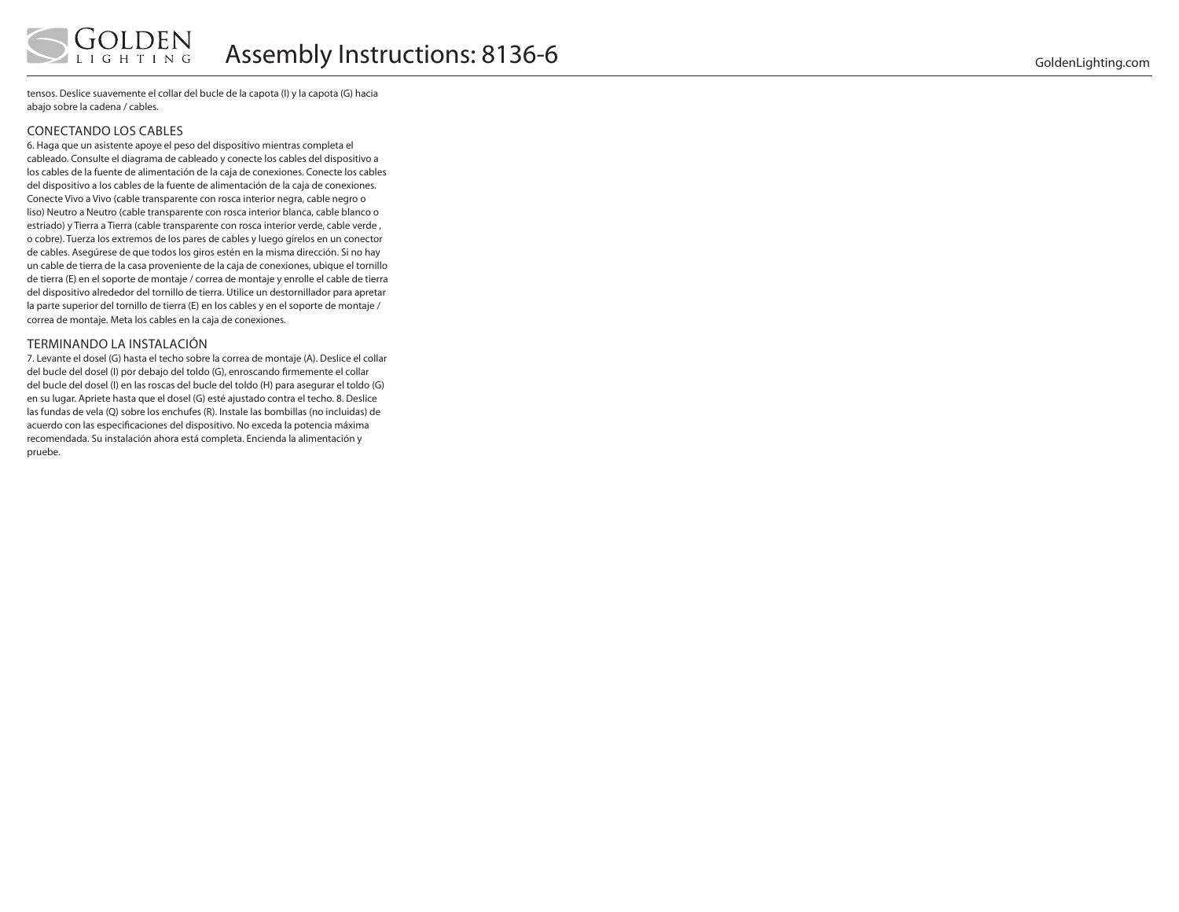tensos. Deslice suavemente el collar del bucle de la capota (I) y la capota (G) hacia abajo sobre la cadena / cables.

## CONECTANDO LOS CABLES

6. Haga que un asistente apoye el peso del dispositivo mientras completa el cableado. Consulte el diagrama de cableado y conecte los cables del dispositivo a los cables de la fuente de alimentación de la caja de conexiones. Conecte los cables del dispositivo a los cables de la fuente de alimentación de la caja de conexiones. Conecte Vivo a Vivo (cable transparente con rosca interior negra, cable negro o liso) Neutro a Neutro (cable transparente con rosca interior blanca, cable blanco o estriado) y Tierra a Tierra (cable transparente con rosca interior verde, cable verde , o cobre). Tuerza los extremos de los pares de cables y luego gírelos en un conector de cables. Asegúrese de que todos los giros estén en la misma dirección. Si no hay un cable de tierra de la casa proveniente de la caja de conexiones, ubique el tornillo de tierra (E) en el soporte de montaje / correa de montaje y enrolle el cable de tierra del dispositivo alrededor del tornillo de tierra. Utilice un destornillador para apretar la parte superior del tornillo de tierra (E) en los cables y en el soporte de montaje / correa de montaje. Meta los cables en la caja de conexiones.

## TERMINANDO LA INSTALACIÓN

7. Levante el dosel (G) hasta el techo sobre la correa de montaje (A). Deslice el collar del bucle del dosel (I) por debajo del toldo (G), enroscando firmemente el collar del bucle del dosel (I) en las roscas del bucle del toldo (H) para asegurar el toldo (G) en su lugar. Apriete hasta que el dosel (G) esté ajustado contra el techo. 8. Deslice las fundas de vela (Q) sobre los enchufes (R). Instale las bombillas (no incluidas) de acuerdo con las especificaciones del dispositivo. No exceda la potencia máxima recomendada. Su instalación ahora está completa. Encienda la alimentación y pruebe.